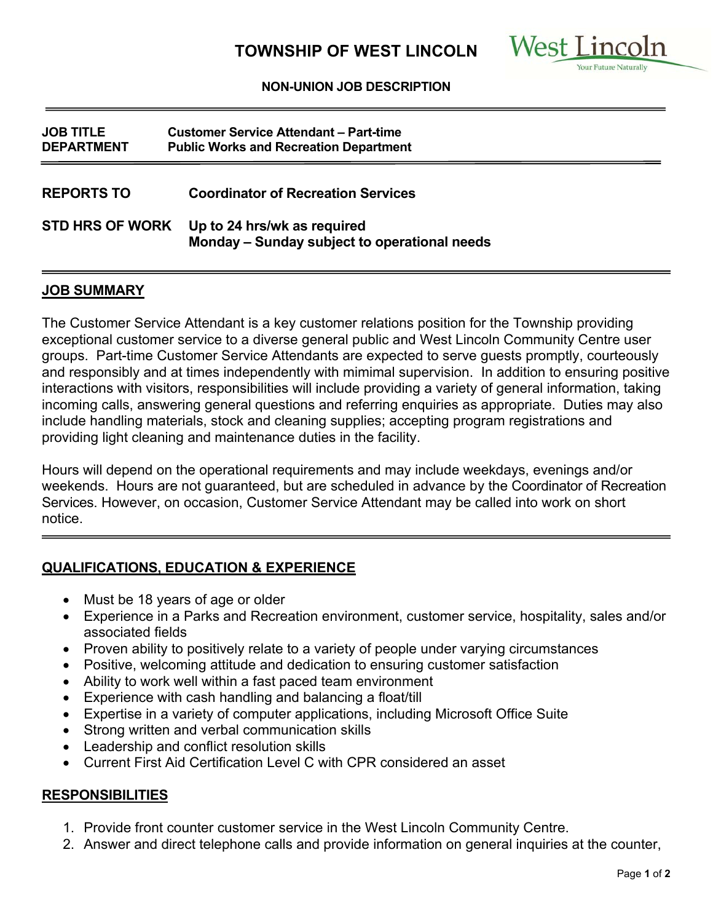# TOWNSHIP OF WEST LINCOLN

West Lincoln
Your Future Naturally

**NON-UNION JOB DESCRIPTION**

| | |
|---|---|
| **JOB TITLE** | **Customer Service Attendant – Part-time** |
| **DEPARTMENT** | **Public Works and Recreation Department** |

| | |
|---|---|
| **REPORTS TO** | **Coordinator of Recreation Services** |
| **STD HRS OF WORK** | **Up to 24 hrs/wk as required**<br>**Monday – Sunday subject to operational needs** |

## JOB SUMMARY

The Customer Service Attendant is a key customer relations position for the Township providing exceptional customer service to a diverse general public and West Lincoln Community Centre user groups. Part-time Customer Service Attendants are expected to serve guests promptly, courteously and responsibly and at times independently with mimimal supervision. In addition to ensuring positive interactions with visitors, responsibilities will include providing a variety of general information, taking incoming calls, answering general questions and referring enquiries as appropriate. Duties may also include handling materials, stock and cleaning supplies; accepting program registrations and providing light cleaning and maintenance duties in the facility.

Hours will depend on the operational requirements and may include weekdays, evenings and/or weekends. Hours are not guaranteed, but are scheduled in advance by the Coordinator of Recreation Services. However, on occasion, Customer Service Attendant may be called into work on short notice.

## QUALIFICATIONS, EDUCATION & EXPERIENCE

- Must be 18 years of age or older
- Experience in a Parks and Recreation environment, customer service, hospitality, sales and/or associated fields
- Proven ability to positively relate to a variety of people under varying circumstances
- Positive, welcoming attitude and dedication to ensuring customer satisfaction
- Ability to work well within a fast paced team environment
- Experience with cash handling and balancing a float/till
- Expertise in a variety of computer applications, including Microsoft Office Suite
- Strong written and verbal communication skills
- Leadership and conflict resolution skills
- Current First Aid Certification Level C with CPR considered an asset

## RESPONSIBILITIES

1. Provide front counter customer service in the West Lincoln Community Centre.
2. Answer and direct telephone calls and provide information on general inquiries at the counter,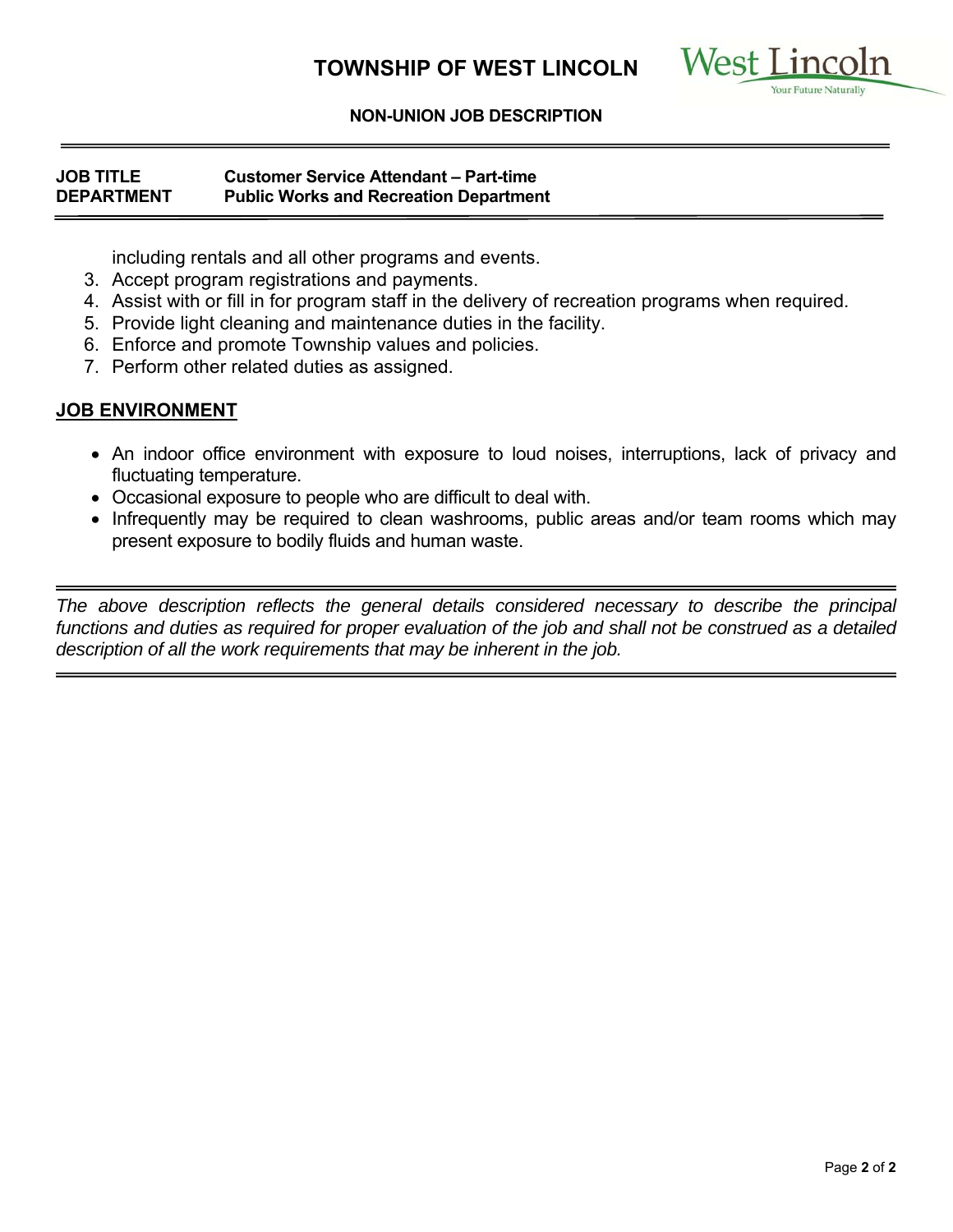**JOB TITLE** **Customer Service Attendant – Part-time**
**DEPARTMENT** **Public Works and Recreation Department**

including rentals and all other programs and events.

3. Accept program registrations and payments.
4. Assist with or fill in for program staff in the delivery of recreation programs when required.
5. Provide light cleaning and maintenance duties in the facility.
6. Enforce and promote Township values and policies.
7. Perform other related duties as assigned.

## JOB ENVIRONMENT

- An indoor office environment with exposure to loud noises, interruptions, lack of privacy and fluctuating temperature.
- Occasional exposure to people who are difficult to deal with.
- Infrequently may be required to clean washrooms, public areas and/or team rooms which may present exposure to bodily fluids and human waste.

*The above description reflects the general details considered necessary to describe the principal functions and duties as required for proper evaluation of the job and shall not be construed as a detailed description of all the work requirements that may be inherent in the job.*